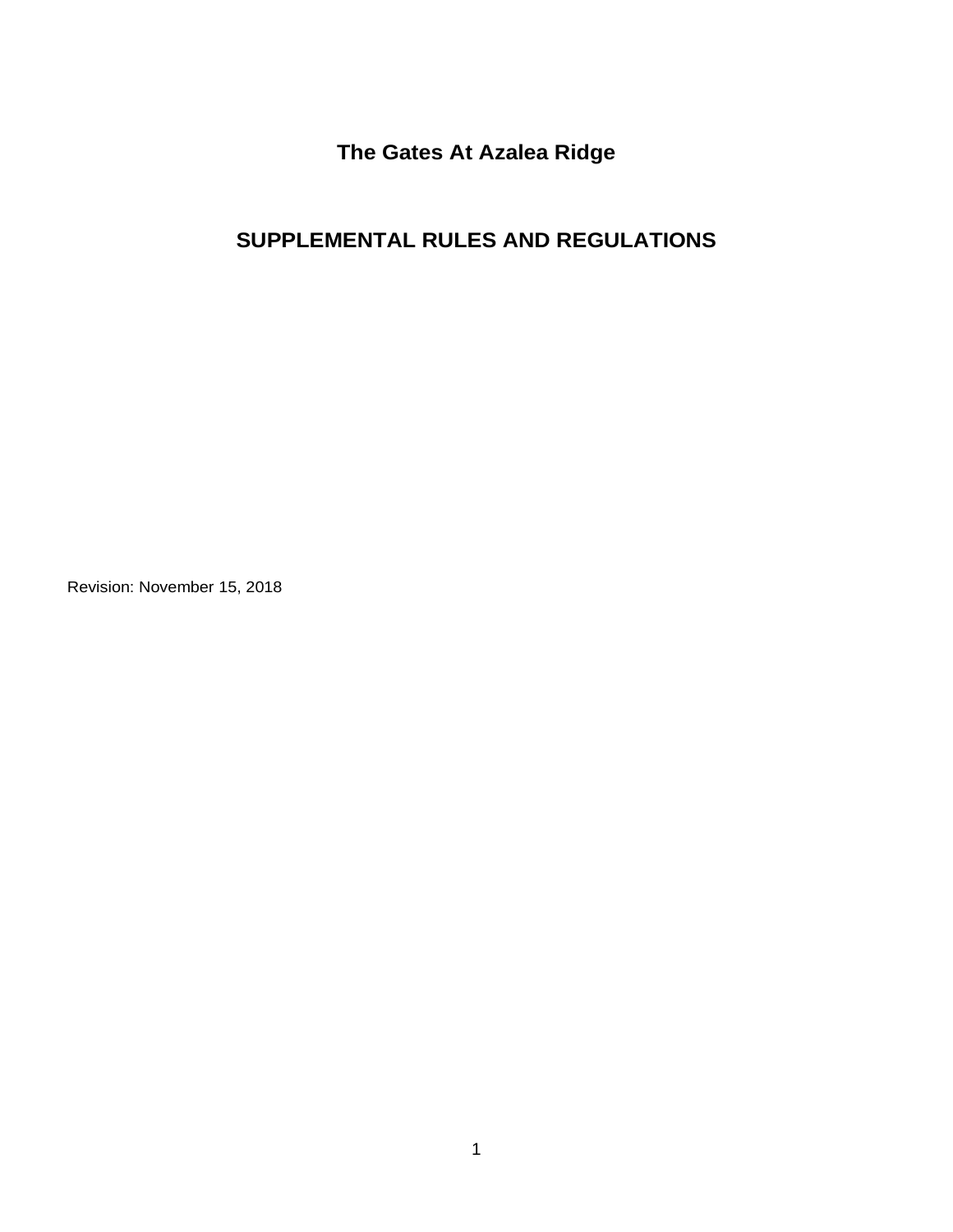# The Gates At Azalea Ridge

## SUPPLEMENTAL RULES AND REGULATIONS

Revision: November 15, 2018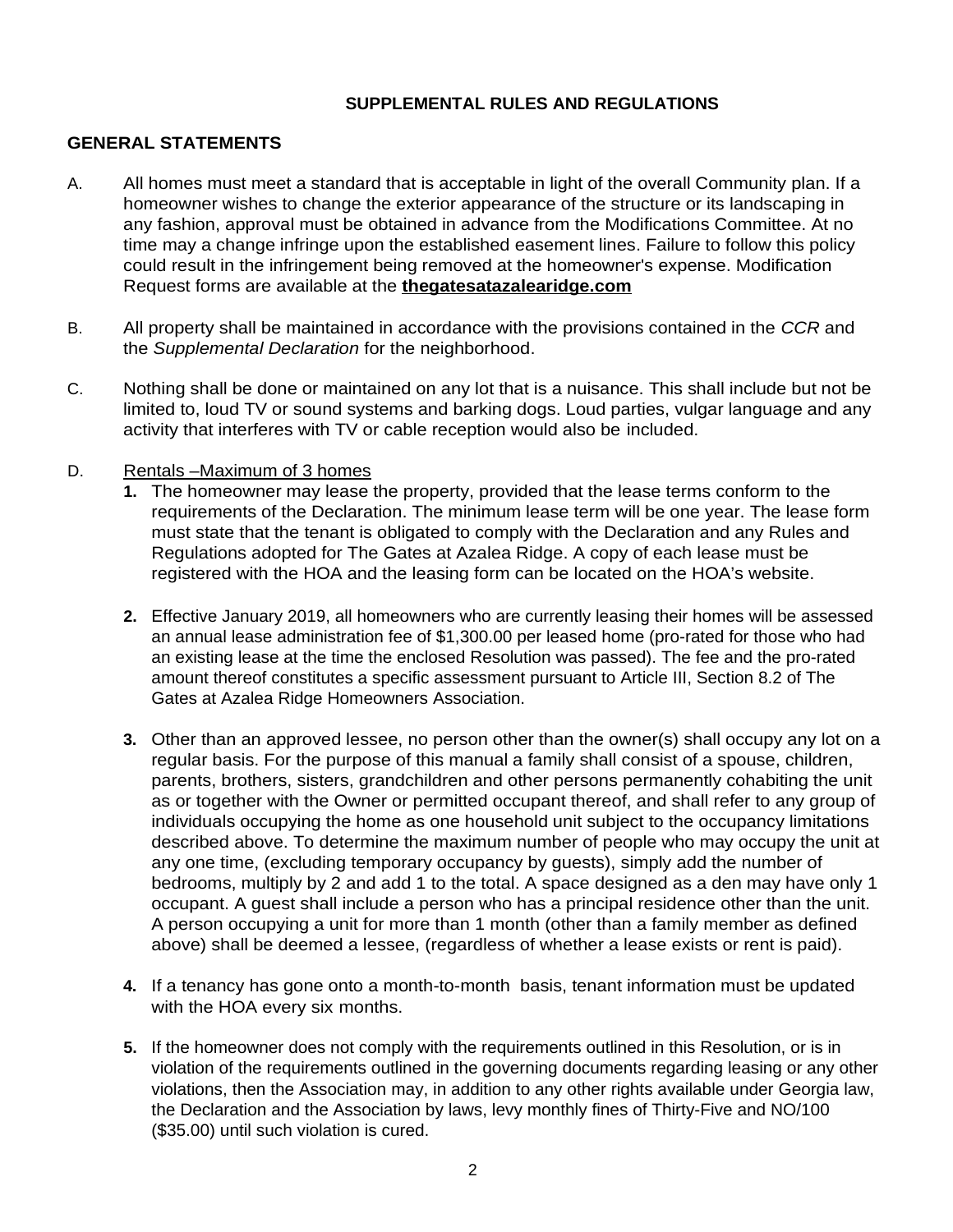## SUPPLEMENTAL RULES AND REGULATIONS

### GENERAL STATEMENTS

A. All homes must meet a standard that is acceptable in light of the overall Community plan. If a homeowner wishes to change the exterior appearance of the structure or its landscaping in any fashion, approval must be obtained in advance from the Modifications Committee. At no time may a change infringe upon the established easement lines. Failure to follow this policy could result in the infringement being removed at the homeowner's expense. Modification Request forms are available at the **thegatesatazalearidge.com**

B. All property shall be maintained in accordance with the provisions contained in the *CCR* and the *Supplemental Declaration* for the neighborhood.

C. Nothing shall be done or maintained on any lot that is a nuisance. This shall include but not be limited to, loud TV or sound systems and barking dogs. Loud parties, vulgar language and any activity that interferes with TV or cable reception would also be included.

D. Rentals –Maximum of 3 homes

1. The homeowner may lease the property, provided that the lease terms conform to the requirements of the Declaration. The minimum lease term will be one year. The lease form must state that the tenant is obligated to comply with the Declaration and any Rules and Regulations adopted for The Gates at Azalea Ridge. A copy of each lease must be registered with the HOA and the leasing form can be located on the HOA's website.

2. Effective January 2019, all homeowners who are currently leasing their homes will be assessed an annual lease administration fee of $1,300.00 per leased home (pro-rated for those who had an existing lease at the time the enclosed Resolution was passed). The fee and the pro-rated amount thereof constitutes a specific assessment pursuant to Article III, Section 8.2 of The Gates at Azalea Ridge Homeowners Association.

3. Other than an approved lessee, no person other than the owner(s) shall occupy any lot on a regular basis. For the purpose of this manual a family shall consist of a spouse, children, parents, brothers, sisters, grandchildren and other persons permanently cohabiting the unit as or together with the Owner or permitted occupant thereof, and shall refer to any group of individuals occupying the home as one household unit subject to the occupancy limitations described above. To determine the maximum number of people who may occupy the unit at any one time, (excluding temporary occupancy by guests), simply add the number of bedrooms, multiply by 2 and add 1 to the total. A space designed as a den may have only 1 occupant. A guest shall include a person who has a principal residence other than the unit. A person occupying a unit for more than 1 month (other than a family member as defined above) shall be deemed a lessee, (regardless of whether a lease exists or rent is paid).

4. If a tenancy has gone onto a month-to-month basis, tenant information must be updated with the HOA every six months.

5. If the homeowner does not comply with the requirements outlined in this Resolution, or is in violation of the requirements outlined in the governing documents regarding leasing or any other violations, then the Association may, in addition to any other rights available under Georgia law, the Declaration and the Association by laws, levy monthly fines of Thirty-Five and NO/100 ($35.00) until such violation is cured.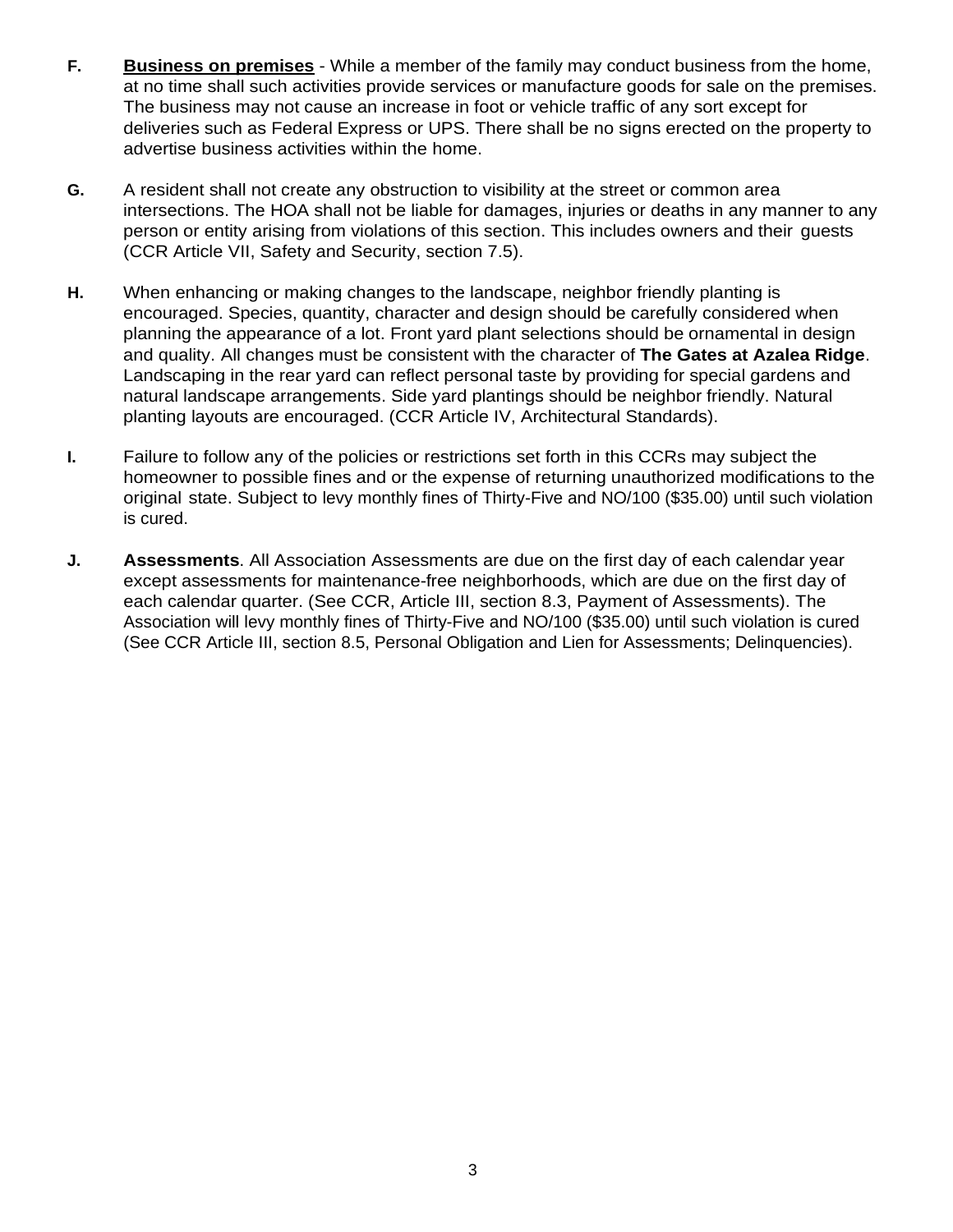**F.** **<u>Business on premises</u>** - While a member of the family may conduct business from the home, at no time shall such activities provide services or manufacture goods for sale on the premises. The business may not cause an increase in foot or vehicle traffic of any sort except for deliveries such as Federal Express or UPS. There shall be no signs erected on the property to advertise business activities within the home.

**G.** A resident shall not create any obstruction to visibility at the street or common area intersections. The HOA shall not be liable for damages, injuries or deaths in any manner to any person or entity arising from violations of this section. This includes owners and their guests (CCR Article VII, Safety and Security, section 7.5).

**H.** When enhancing or making changes to the landscape, neighbor friendly planting is encouraged. Species, quantity, character and design should be carefully considered when planning the appearance of a lot. Front yard plant selections should be ornamental in design and quality. All changes must be consistent with the character of **The Gates at Azalea Ridge**. Landscaping in the rear yard can reflect personal taste by providing for special gardens and natural landscape arrangements. Side yard plantings should be neighbor friendly. Natural planting layouts are encouraged. (CCR Article IV, Architectural Standards).

**I.** Failure to follow any of the policies or restrictions set forth in this CCRs may subject the homeowner to possible fines and or the expense of returning unauthorized modifications to the original state. Subject to levy monthly fines of Thirty-Five and NO/100 ($35.00) until such violation is cured.

**J.** **Assessments**. All Association Assessments are due on the first day of each calendar year except assessments for maintenance-free neighborhoods, which are due on the first day of each calendar quarter. (See CCR, Article III, section 8.3, Payment of Assessments). The Association will levy monthly fines of Thirty-Five and NO/100 ($35.00) until such violation is cured (See CCR Article III, section 8.5, Personal Obligation and Lien for Assessments; Delinquencies).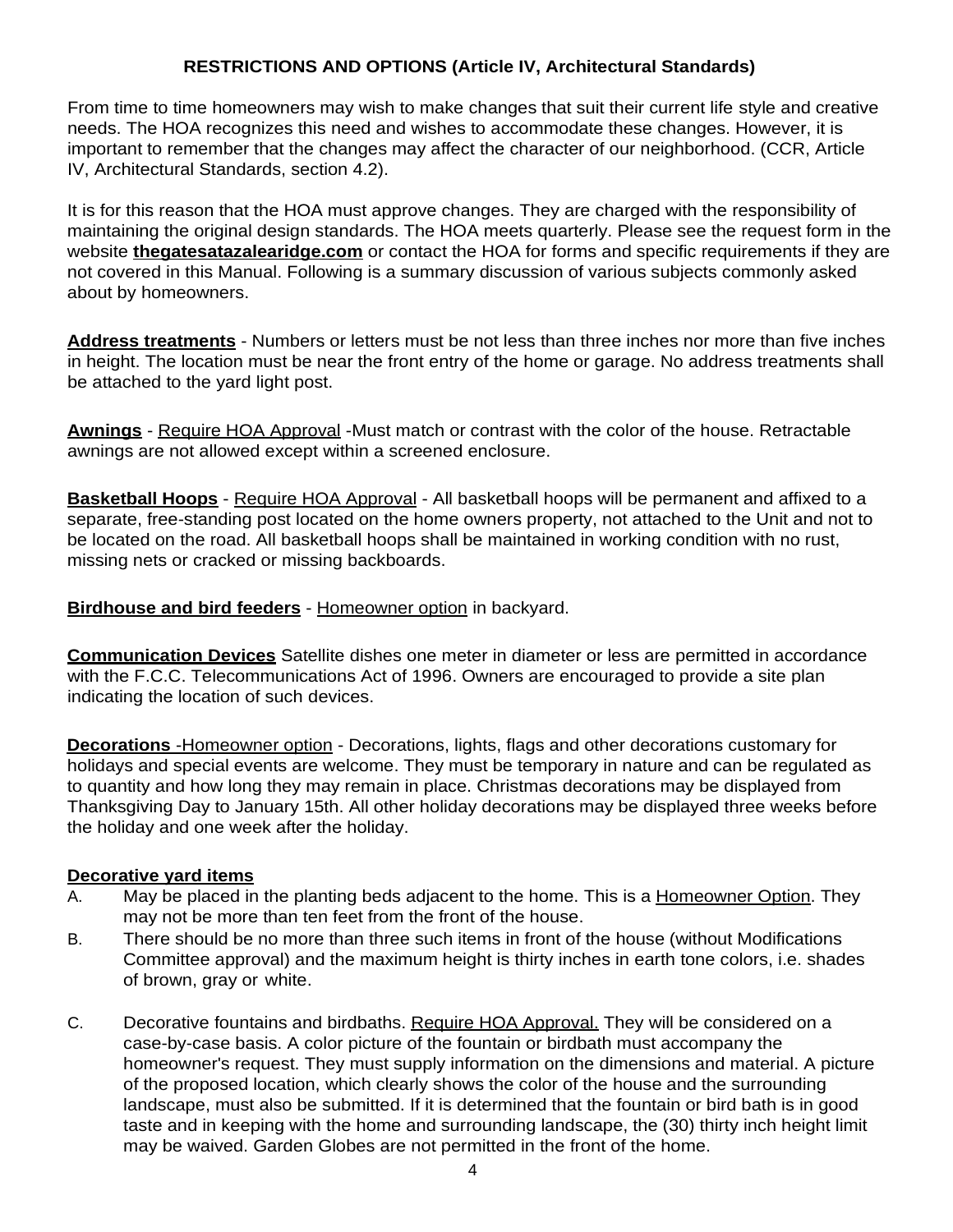## RESTRICTIONS AND OPTIONS (Article IV, Architectural Standards)

From time to time homeowners may wish to make changes that suit their current life style and creative needs. The HOA recognizes this need and wishes to accommodate these changes. However, it is important to remember that the changes may affect the character of our neighborhood. (CCR, Article IV, Architectural Standards, section 4.2).

It is for this reason that the HOA must approve changes. They are charged with the responsibility of maintaining the original design standards. The HOA meets quarterly. Please see the request form in the website **thegatesatazalearidge.com** or contact the HOA for forms and specific requirements if they are not covered in this Manual. Following is a summary discussion of various subjects commonly asked about by homeowners.

**Address treatments** - Numbers or letters must be not less than three inches nor more than five inches in height. The location must be near the front entry of the home or garage. No address treatments shall be attached to the yard light post.

**Awnings** - Require HOA Approval -Must match or contrast with the color of the house. Retractable awnings are not allowed except within a screened enclosure.

**Basketball Hoops** - Require HOA Approval - All basketball hoops will be permanent and affixed to a separate, free-standing post located on the home owners property, not attached to the Unit and not to be located on the road. All basketball hoops shall be maintained in working condition with no rust, missing nets or cracked or missing backboards.

**Birdhouse and bird feeders** - Homeowner option in backyard.

**Communication Devices** Satellite dishes one meter in diameter or less are permitted in accordance with the F.C.C. Telecommunications Act of 1996. Owners are encouraged to provide a site plan indicating the location of such devices.

**Decorations** -Homeowner option - Decorations, lights, flags and other decorations customary for holidays and special events are welcome. They must be temporary in nature and can be regulated as to quantity and how long they may remain in place. Christmas decorations may be displayed from Thanksgiving Day to January 15th. All other holiday decorations may be displayed three weeks before the holiday and one week after the holiday.

**Decorative yard items**

A. May be placed in the planting beds adjacent to the home. This is a Homeowner Option. They may not be more than ten feet from the front of the house.

B. There should be no more than three such items in front of the house (without Modifications Committee approval) and the maximum height is thirty inches in earth tone colors, i.e. shades of brown, gray or white.

C. Decorative fountains and birdbaths. Require HOA Approval. They will be considered on a case-by-case basis. A color picture of the fountain or birdbath must accompany the homeowner's request. They must supply information on the dimensions and material. A picture of the proposed location, which clearly shows the color of the house and the surrounding landscape, must also be submitted. If it is determined that the fountain or bird bath is in good taste and in keeping with the home and surrounding landscape, the (30) thirty inch height limit may be waived. Garden Globes are not permitted in the front of the home.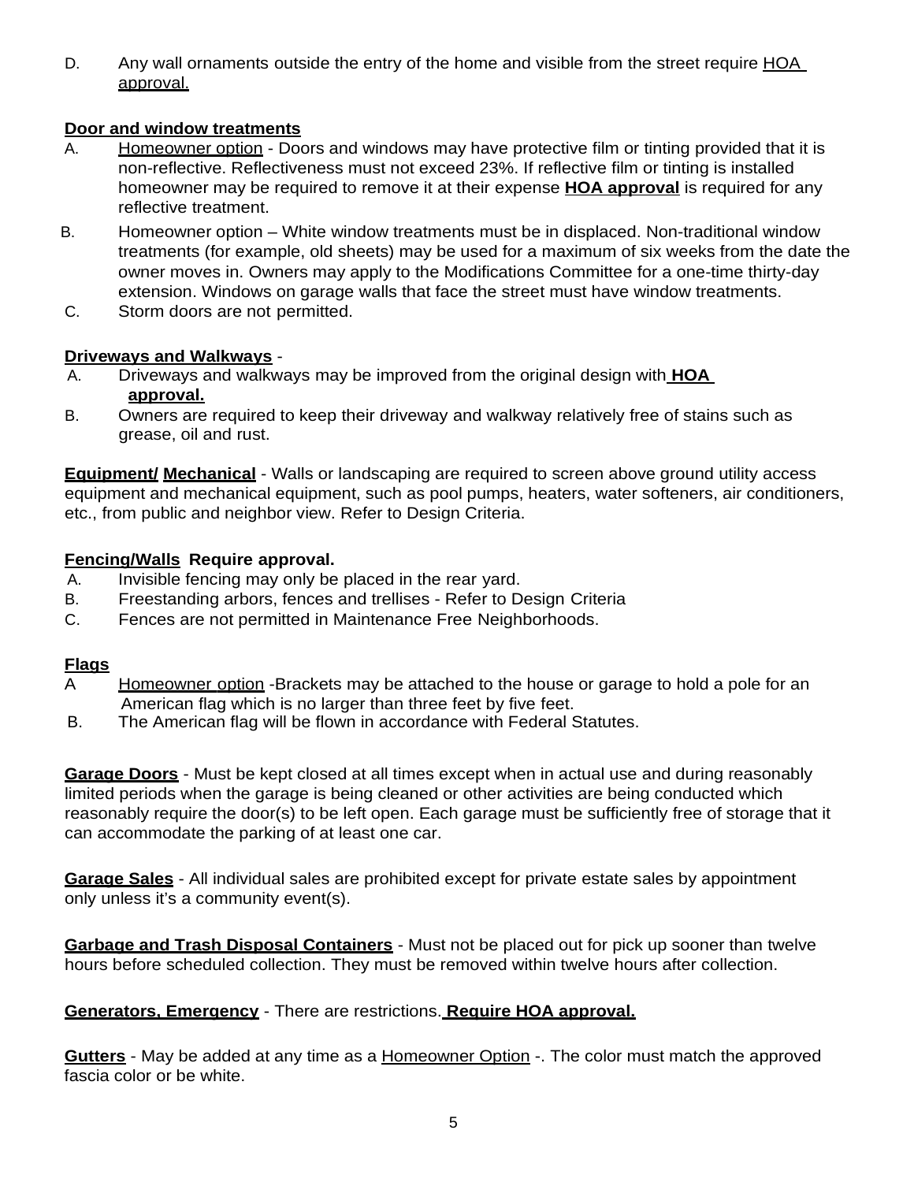D. Any wall ornaments outside the entry of the home and visible from the street require HOA approval.

**Door and window treatments**

A. Homeowner option - Doors and windows may have protective film or tinting provided that it is non-reflective. Reflectiveness must not exceed 23%. If reflective film or tinting is installed homeowner may be required to remove it at their expense **HOA approval** is required for any reflective treatment.

B. Homeowner option – White window treatments must be in displaced. Non-traditional window treatments (for example, old sheets) may be used for a maximum of six weeks from the date the owner moves in. Owners may apply to the Modifications Committee for a one-time thirty-day extension. Windows on garage walls that face the street must have window treatments.

C. Storm doors are not permitted.

**Driveways and Walkways** -

A. Driveways and walkways may be improved from the original design with **HOA approval.**

B. Owners are required to keep their driveway and walkway relatively free of stains such as grease, oil and rust.

**Equipment/ Mechanical** - Walls or landscaping are required to screen above ground utility access equipment and mechanical equipment, such as pool pumps, heaters, water softeners, air conditioners, etc., from public and neighbor view. Refer to Design Criteria.

**Fencing/Walls Require approval.**

A. Invisible fencing may only be placed in the rear yard.

B. Freestanding arbors, fences and trellises - Refer to Design Criteria

C. Fences are not permitted in Maintenance Free Neighborhoods.

**Flags**

A Homeowner option -Brackets may be attached to the house or garage to hold a pole for an American flag which is no larger than three feet by five feet.

B. The American flag will be flown in accordance with Federal Statutes.

**Garage Doors** - Must be kept closed at all times except when in actual use and during reasonably limited periods when the garage is being cleaned or other activities are being conducted which reasonably require the door(s) to be left open. Each garage must be sufficiently free of storage that it can accommodate the parking of at least one car.

**Garage Sales** - All individual sales are prohibited except for private estate sales by appointment only unless it's a community event(s).

**Garbage and Trash Disposal Containers** - Must not be placed out for pick up sooner than twelve hours before scheduled collection. They must be removed within twelve hours after collection.

**Generators, Emergency** - There are restrictions. **Require HOA approval.**

**Gutters** - May be added at any time as a Homeowner Option -. The color must match the approved fascia color or be white.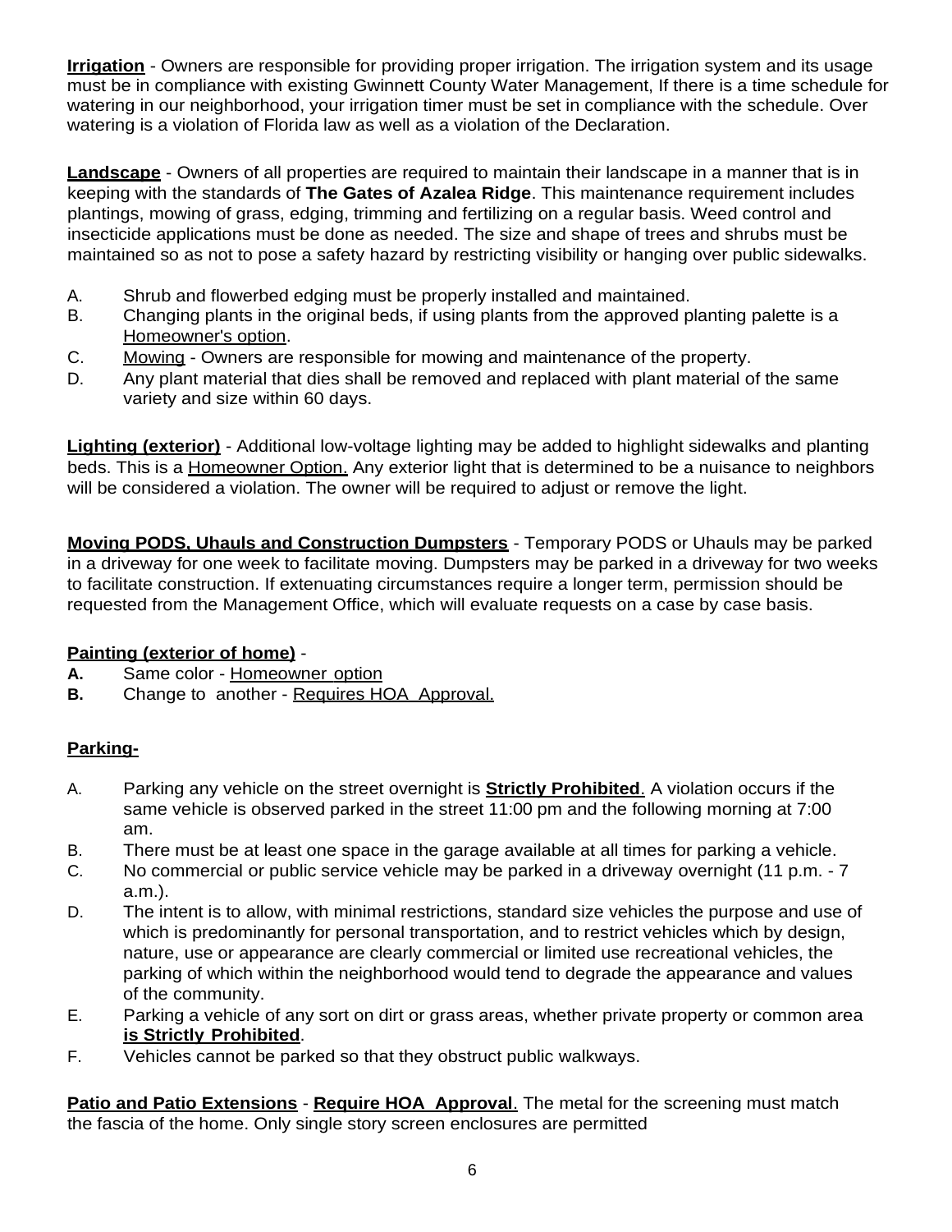**<u>Irrigation</u>** - Owners are responsible for providing proper irrigation. The irrigation system and its usage must be in compliance with existing Gwinnett County Water Management, If there is a time schedule for watering in our neighborhood, your irrigation timer must be set in compliance with the schedule. Over watering is a violation of Florida law as well as a violation of the Declaration.

**<u>Landscape</u>** - Owners of all properties are required to maintain their landscape in a manner that is in keeping with the standards of **The Gates of Azalea Ridge**. This maintenance requirement includes plantings, mowing of grass, edging, trimming and fertilizing on a regular basis. Weed control and insecticide applications must be done as needed. The size and shape of trees and shrubs must be maintained so as not to pose a safety hazard by restricting visibility or hanging over public sidewalks.

A. Shrub and flowerbed edging must be properly installed and maintained.

B. Changing plants in the original beds, if using plants from the approved planting palette is a <u>Homeowner's option</u>.

C. <u>Mowing</u> - Owners are responsible for mowing and maintenance of the property.

D. Any plant material that dies shall be removed and replaced with plant material of the same variety and size within 60 days.

**<u>Lighting (exterior)</u>** - Additional low-voltage lighting may be added to highlight sidewalks and planting beds. This is a <u>Homeowner Option.</u> Any exterior light that is determined to be a nuisance to neighbors will be considered a violation. The owner will be required to adjust or remove the light.

**<u>Moving PODS, Uhauls and Construction Dumpsters</u>** - Temporary PODS or Uhauls may be parked in a driveway for one week to facilitate moving. Dumpsters may be parked in a driveway for two weeks to facilitate construction. If extenuating circumstances require a longer term, permission should be requested from the Management Office, which will evaluate requests on a case by case basis.

**<u>Painting (exterior of home)</u>** -

**A.** Same color - <u>Homeowner option</u>

**B.** Change to another - <u>Requires HOA Approval.</u>

**<u>Parking-</u>**

A. Parking any vehicle on the street overnight is **<u>Strictly Prohibited</u>**. A violation occurs if the same vehicle is observed parked in the street 11:00 pm and the following morning at 7:00 am.

B. There must be at least one space in the garage available at all times for parking a vehicle.

C. No commercial or public service vehicle may be parked in a driveway overnight (11 p.m. - 7 a.m.).

D. The intent is to allow, with minimal restrictions, standard size vehicles the purpose and use of which is predominantly for personal transportation, and to restrict vehicles which by design, nature, use or appearance are clearly commercial or limited use recreational vehicles, the parking of which within the neighborhood would tend to degrade the appearance and values of the community.

E. Parking a vehicle of any sort on dirt or grass areas, whether private property or common area **<u>is Strictly Prohibited</u>**.

F. Vehicles cannot be parked so that they obstruct public walkways.

**<u>Patio and Patio Extensions</u>** - **<u>Require HOA Approval</u>**. The metal for the screening must match the fascia of the home. Only single story screen enclosures are permitted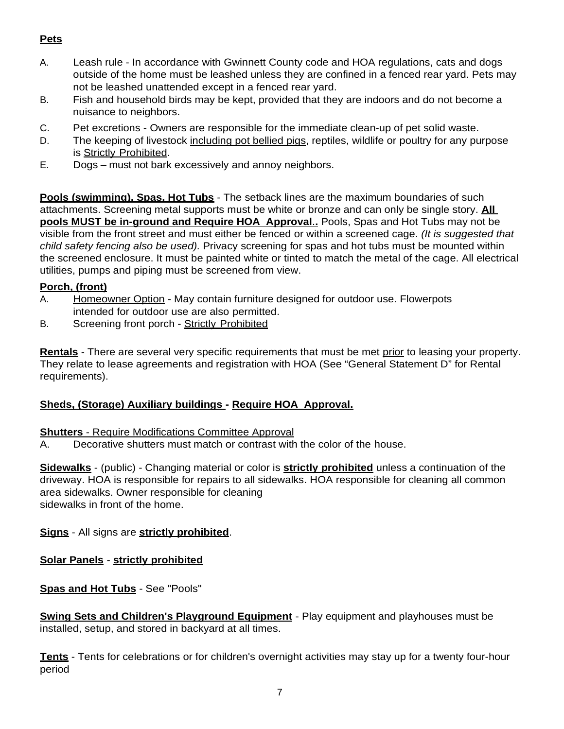**<u>Pets</u>**

A. Leash rule - In accordance with Gwinnett County code and HOA regulations, cats and dogs outside of the home must be leashed unless they are confined in a fenced rear yard. Pets may not be leashed unattended except in a fenced rear yard.

B. Fish and household birds may be kept, provided that they are indoors and do not become a nuisance to neighbors.

C. Pet excretions - Owners are responsible for the immediate clean-up of pet solid waste.

D. The keeping of livestock <u>including pot bellied pigs</u>, reptiles, wildlife or poultry for any purpose is <u>Strictly Prohibited</u>.

E. Dogs – must not bark excessively and annoy neighbors.

**<u>Pools (swimming), Spas, Hot Tubs</u>** - The setback lines are the maximum boundaries of such attachments. Screening metal supports must be white or bronze and can only be single story. **<u>All pools MUST be in-ground and Require HOA Approval..</u>** Pools, Spas and Hot Tubs may not be visible from the front street and must either be fenced or within a screened cage. *(It is suggested that child safety fencing also be used).* Privacy screening for spas and hot tubs must be mounted within the screened enclosure. It must be painted white or tinted to match the metal of the cage. All electrical utilities, pumps and piping must be screened from view.

**<u>Porch, (front)</u>**

A. <u>Homeowner Option</u> - May contain furniture designed for outdoor use. Flowerpots intended for outdoor use are also permitted.

B. Screening front porch - <u>Strictly Prohibited</u>

**<u>Rentals</u>** - There are several very specific requirements that must be met <u>prior</u> to leasing your property. They relate to lease agreements and registration with HOA (See "General Statement D" for Rental requirements).

**<u>Sheds, (Storage) Auxiliary buildings - Require HOA Approval.</u>**

**<u>Shutters</u>** <u>- Require Modifications Committee Approval</u>

A. Decorative shutters must match or contrast with the color of the house.

**<u>Sidewalks</u>** - (public) - Changing material or color is **<u>strictly prohibited</u>** unless a continuation of the driveway. HOA is responsible for repairs to all sidewalks. HOA responsible for cleaning all common area sidewalks. Owner responsible for cleaning sidewalks in front of the home.

**<u>Signs</u>** - All signs are **<u>strictly prohibited</u>**.

**<u>Solar Panels</u>** - **<u>strictly prohibited</u>**

**<u>Spas and Hot Tubs</u>** - See "Pools"

**<u>Swing Sets and Children's Playground Equipment</u>** - Play equipment and playhouses must be installed, setup, and stored in backyard at all times.

**<u>Tents</u>** - Tents for celebrations or for children's overnight activities may stay up for a twenty four-hour period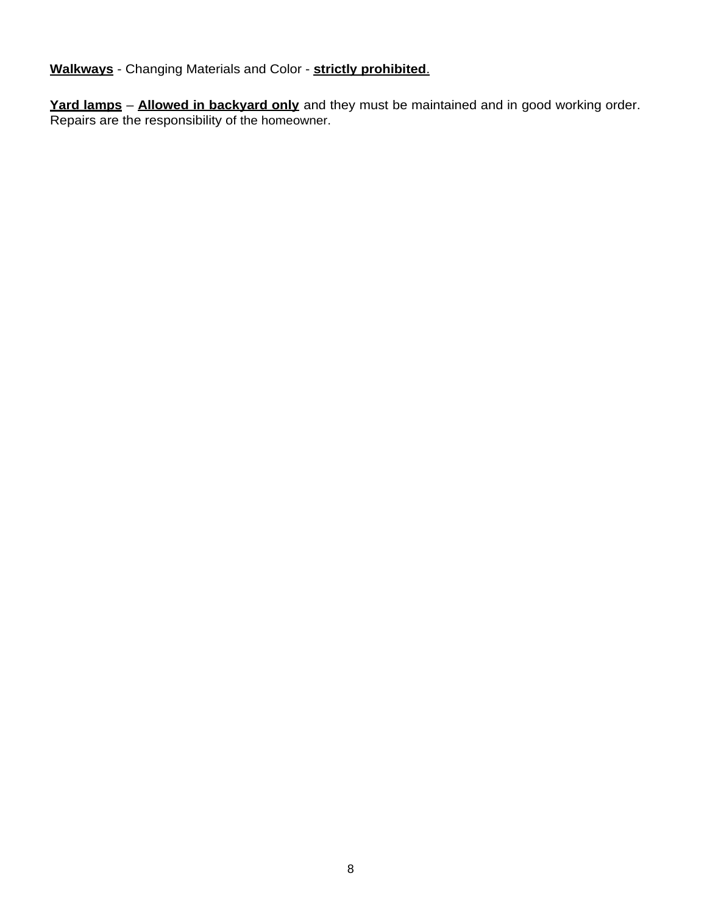**Walkways** - Changing Materials and Color - **strictly prohibited**.

**Yard lamps** – **Allowed in backyard only** and they must be maintained and in good working order. Repairs are the responsibility of the homeowner.